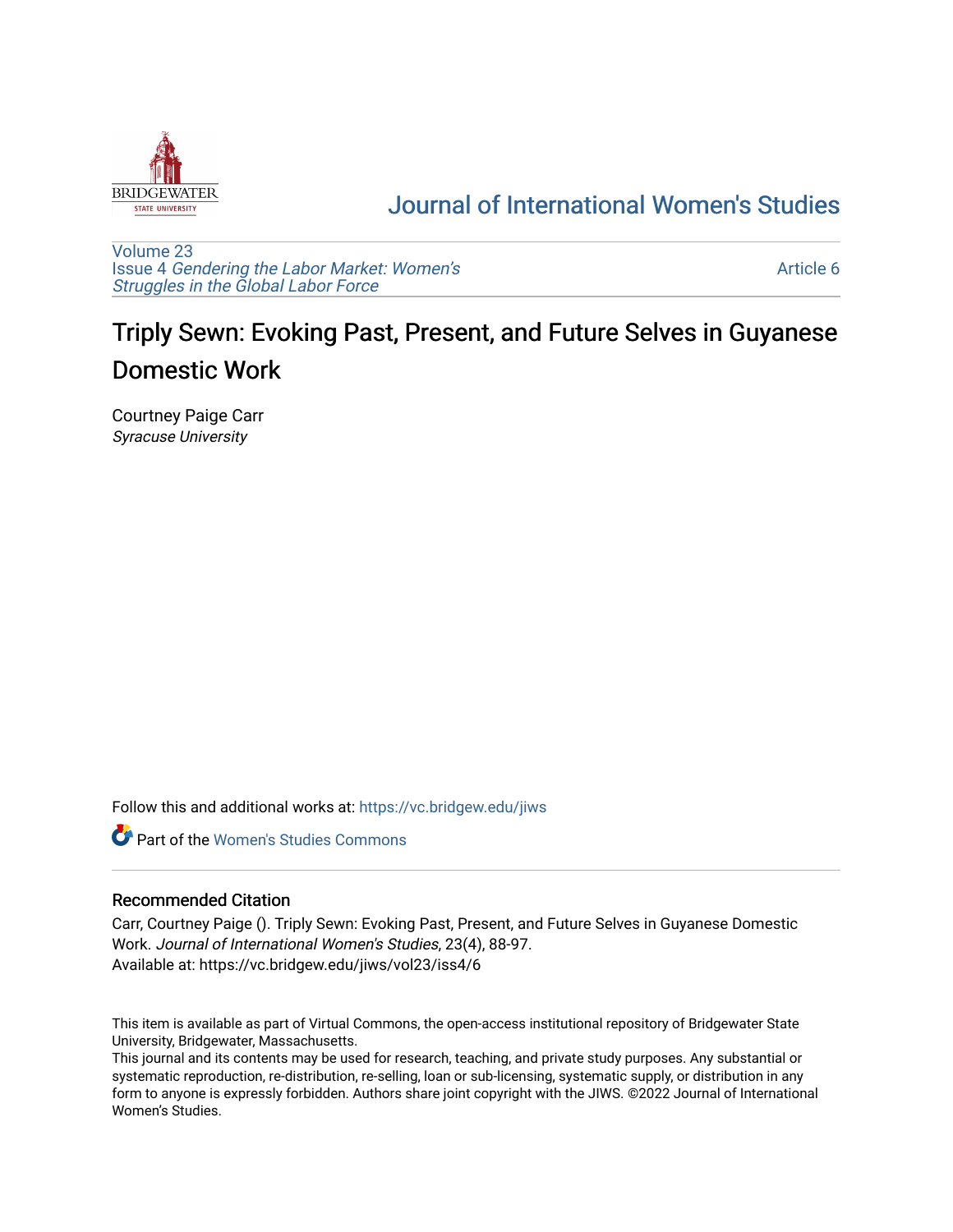Journal of International Women's Studies

Volume 23
Issue 4 *Gendering the Labor Market: Women's Struggles in the Global Labor Force*

Article 6

# Triply Sewn: Evoking Past, Present, and Future Selves in Guyanese Domestic Work

Courtney Paige Carr
*Syracuse University*

Follow this and additional works at: https://vc.bridgew.edu/jiws

Part of the Women's Studies Commons

## Recommended Citation

Carr, Courtney Paige (). Triply Sewn: Evoking Past, Present, and Future Selves in Guyanese Domestic Work. *Journal of International Women's Studies*, 23(4), 88-97.
Available at: https://vc.bridgew.edu/jiws/vol23/iss4/6

This item is available as part of Virtual Commons, the open-access institutional repository of Bridgewater State University, Bridgewater, Massachusetts.
This journal and its contents may be used for research, teaching, and private study purposes. Any substantial or systematic reproduction, re-distribution, re-selling, loan or sub-licensing, systematic supply, or distribution in any form to anyone is expressly forbidden. Authors share joint copyright with the JIWS. ©2022 Journal of International Women's Studies.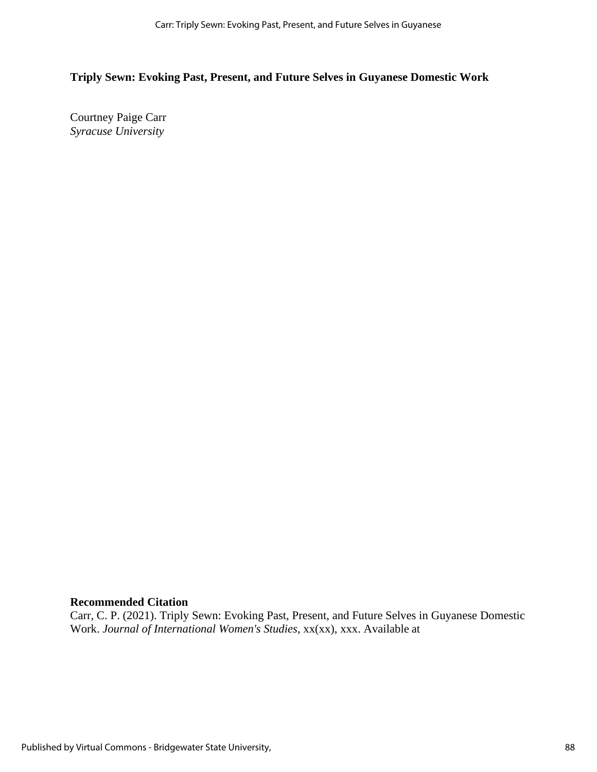# Triply Sewn: Evoking Past, Present, and Future Selves in Guyanese Domestic Work

Courtney Paige Carr
*Syracuse University*

**Recommended Citation**

Carr, C. P. (2021). Triply Sewn: Evoking Past, Present, and Future Selves in Guyanese Domestic Work. *Journal of International Women's Studies*, xx(xx), xxx. Available at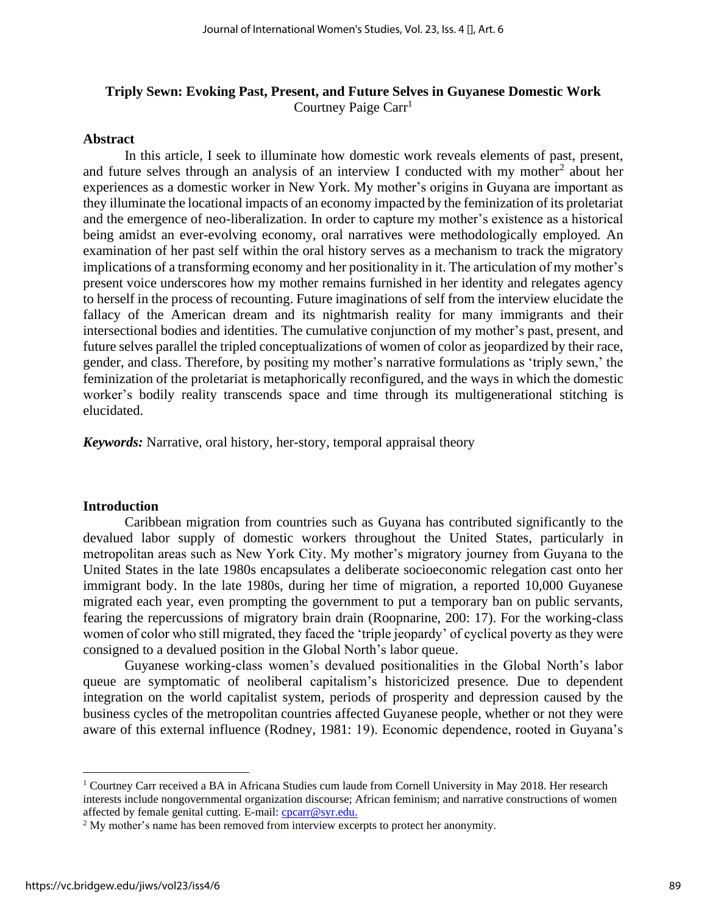## Triply Sewn: Evoking Past, Present, and Future Selves in Guyanese Domestic Work

Courtney Paige Carr[1]

### Abstract

In this article, I seek to illuminate how domestic work reveals elements of past, present, and future selves through an analysis of an interview I conducted with my mother[2] about her experiences as a domestic worker in New York. My mother's origins in Guyana are important as they illuminate the locational impacts of an economy impacted by the feminization of its proletariat and the emergence of neo-liberalization. In order to capture my mother's existence as a historical being amidst an ever-evolving economy, oral narratives were methodologically employed. An examination of her past self within the oral history serves as a mechanism to track the migratory implications of a transforming economy and her positionality in it. The articulation of my mother's present voice underscores how my mother remains furnished in her identity and relegates agency to herself in the process of recounting. Future imaginations of self from the interview elucidate the fallacy of the American dream and its nightmarish reality for many immigrants and their intersectional bodies and identities. The cumulative conjunction of my mother's past, present, and future selves parallel the tripled conceptualizations of women of color as jeopardized by their race, gender, and class. Therefore, by positing my mother's narrative formulations as 'triply sewn,' the feminization of the proletariat is metaphorically reconfigured, and the ways in which the domestic worker's bodily reality transcends space and time through its multigenerational stitching is elucidated.

***Keywords:*** Narrative, oral history, her-story, temporal appraisal theory

### Introduction

Caribbean migration from countries such as Guyana has contributed significantly to the devalued labor supply of domestic workers throughout the United States, particularly in metropolitan areas such as New York City. My mother's migratory journey from Guyana to the United States in the late 1980s encapsulates a deliberate socioeconomic relegation cast onto her immigrant body. In the late 1980s, during her time of migration, a reported 10,000 Guyanese migrated each year, even prompting the government to put a temporary ban on public servants, fearing the repercussions of migratory brain drain (Roopnarine, 200: 17). For the working-class women of color who still migrated, they faced the 'triple jeopardy' of cyclical poverty as they were consigned to a devalued position in the Global North's labor queue.

Guyanese working-class women's devalued positionalities in the Global North's labor queue are symptomatic of neoliberal capitalism's historicized presence. Due to dependent integration on the world capitalist system, periods of prosperity and depression caused by the business cycles of the metropolitan countries affected Guyanese people, whether or not they were aware of this external influence (Rodney, 1981: 19). Economic dependence, rooted in Guyana's

---

[1] Courtney Carr received a BA in Africana Studies cum laude from Cornell University in May 2018. Her research interests include nongovernmental organization discourse; African feminism; and narrative constructions of women affected by female genital cutting. E-mail: cpcarr@syr.edu.

[2] My mother's name has been removed from interview excerpts to protect her anonymity.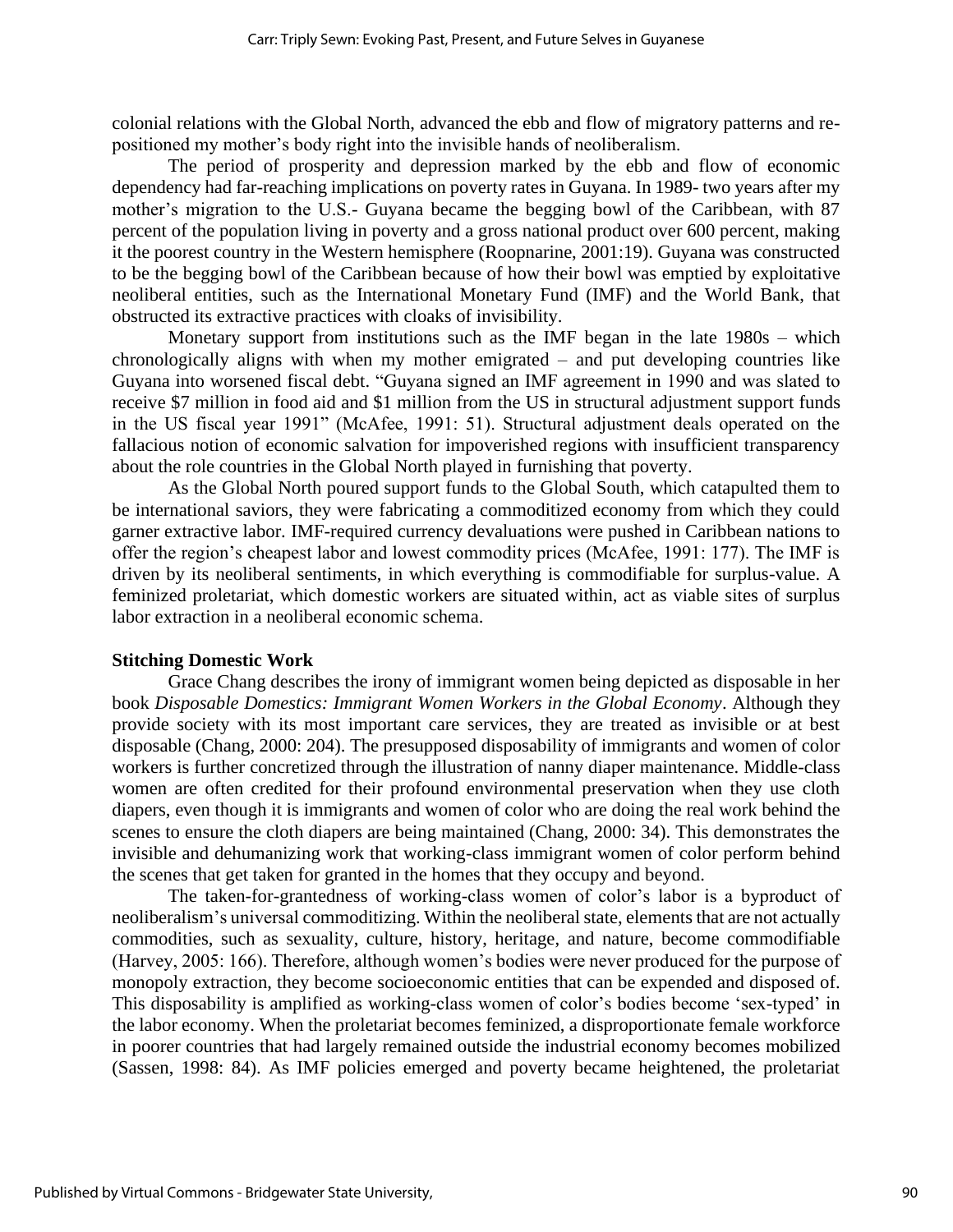colonial relations with the Global North, advanced the ebb and flow of migratory patterns and re-positioned my mother's body right into the invisible hands of neoliberalism.

The period of prosperity and depression marked by the ebb and flow of economic dependency had far-reaching implications on poverty rates in Guyana. In 1989- two years after my mother's migration to the U.S.- Guyana became the begging bowl of the Caribbean, with 87 percent of the population living in poverty and a gross national product over 600 percent, making it the poorest country in the Western hemisphere (Roopnarine, 2001:19). Guyana was constructed to be the begging bowl of the Caribbean because of how their bowl was emptied by exploitative neoliberal entities, such as the International Monetary Fund (IMF) and the World Bank, that obstructed its extractive practices with cloaks of invisibility.

Monetary support from institutions such as the IMF began in the late 1980s – which chronologically aligns with when my mother emigrated – and put developing countries like Guyana into worsened fiscal debt. "Guyana signed an IMF agreement in 1990 and was slated to receive $7 million in food aid and $1 million from the US in structural adjustment support funds in the US fiscal year 1991" (McAfee, 1991: 51). Structural adjustment deals operated on the fallacious notion of economic salvation for impoverished regions with insufficient transparency about the role countries in the Global North played in furnishing that poverty.

As the Global North poured support funds to the Global South, which catapulted them to be international saviors, they were fabricating a commoditized economy from which they could garner extractive labor. IMF-required currency devaluations were pushed in Caribbean nations to offer the region's cheapest labor and lowest commodity prices (McAfee, 1991: 177). The IMF is driven by its neoliberal sentiments, in which everything is commodifiable for surplus-value. A feminized proletariat, which domestic workers are situated within, act as viable sites of surplus labor extraction in a neoliberal economic schema.

**Stitching Domestic Work**

Grace Chang describes the irony of immigrant women being depicted as disposable in her book *Disposable Domestics: Immigrant Women Workers in the Global Economy*. Although they provide society with its most important care services, they are treated as invisible or at best disposable (Chang, 2000: 204). The presupposed disposability of immigrants and women of color workers is further concretized through the illustration of nanny diaper maintenance. Middle-class women are often credited for their profound environmental preservation when they use cloth diapers, even though it is immigrants and women of color who are doing the real work behind the scenes to ensure the cloth diapers are being maintained (Chang, 2000: 34). This demonstrates the invisible and dehumanizing work that working-class immigrant women of color perform behind the scenes that get taken for granted in the homes that they occupy and beyond.

The taken-for-grantedness of working-class women of color's labor is a byproduct of neoliberalism's universal commoditizing. Within the neoliberal state, elements that are not actually commodities, such as sexuality, culture, history, heritage, and nature, become commodifiable (Harvey, 2005: 166). Therefore, although women's bodies were never produced for the purpose of monopoly extraction, they become socioeconomic entities that can be expended and disposed of. This disposability is amplified as working-class women of color's bodies become 'sex-typed' in the labor economy. When the proletariat becomes feminized, a disproportionate female workforce in poorer countries that had largely remained outside the industrial economy becomes mobilized (Sassen, 1998: 84). As IMF policies emerged and poverty became heightened, the proletariat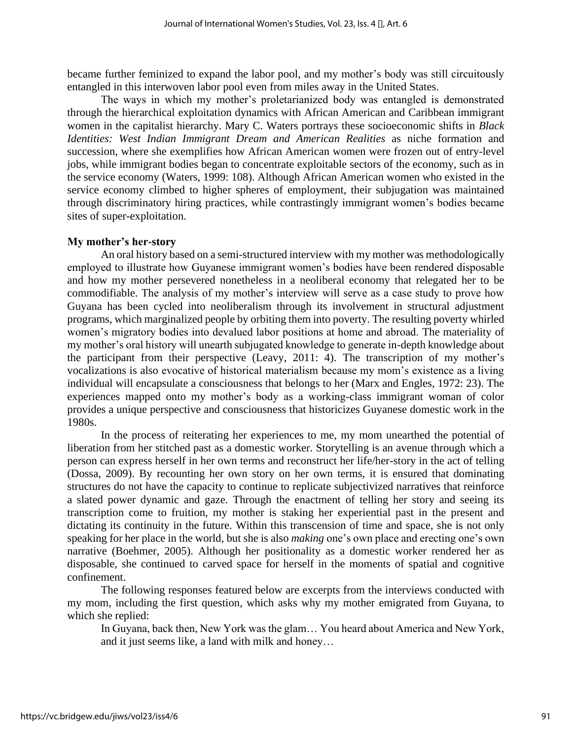became further feminized to expand the labor pool, and my mother's body was still circuitously entangled in this interwoven labor pool even from miles away in the United States.

The ways in which my mother's proletarianized body was entangled is demonstrated through the hierarchical exploitation dynamics with African American and Caribbean immigrant women in the capitalist hierarchy. Mary C. Waters portrays these socioeconomic shifts in *Black Identities: West Indian Immigrant Dream and American Realities* as niche formation and succession, where she exemplifies how African American women were frozen out of entry-level jobs, while immigrant bodies began to concentrate exploitable sectors of the economy, such as in the service economy (Waters, 1999: 108). Although African American women who existed in the service economy climbed to higher spheres of employment, their subjugation was maintained through discriminatory hiring practices, while contrastingly immigrant women's bodies became sites of super-exploitation.

**My mother's her-story**

An oral history based on a semi-structured interview with my mother was methodologically employed to illustrate how Guyanese immigrant women's bodies have been rendered disposable and how my mother persevered nonetheless in a neoliberal economy that relegated her to be commodifiable. The analysis of my mother's interview will serve as a case study to prove how Guyana has been cycled into neoliberalism through its involvement in structural adjustment programs, which marginalized people by orbiting them into poverty. The resulting poverty whirled women's migratory bodies into devalued labor positions at home and abroad. The materiality of my mother's oral history will unearth subjugated knowledge to generate in-depth knowledge about the participant from their perspective (Leavy, 2011: 4). The transcription of my mother's vocalizations is also evocative of historical materialism because my mom's existence as a living individual will encapsulate a consciousness that belongs to her (Marx and Engles, 1972: 23). The experiences mapped onto my mother's body as a working-class immigrant woman of color provides a unique perspective and consciousness that historicizes Guyanese domestic work in the 1980s.

In the process of reiterating her experiences to me, my mom unearthed the potential of liberation from her stitched past as a domestic worker. Storytelling is an avenue through which a person can express herself in her own terms and reconstruct her life/her-story in the act of telling (Dossa, 2009). By recounting her own story on her own terms, it is ensured that dominating structures do not have the capacity to continue to replicate subjectivized narratives that reinforce a slated power dynamic and gaze. Through the enactment of telling her story and seeing its transcription come to fruition, my mother is staking her experiential past in the present and dictating its continuity in the future. Within this transcension of time and space, she is not only speaking for her place in the world, but she is also *making* one's own place and erecting one's own narrative (Boehmer, 2005). Although her positionality as a domestic worker rendered her as disposable, she continued to carved space for herself in the moments of spatial and cognitive confinement.

The following responses featured below are excerpts from the interviews conducted with my mom, including the first question, which asks why my mother emigrated from Guyana, to which she replied:

> In Guyana, back then, New York was the glam… You heard about America and New York, and it just seems like, a land with milk and honey…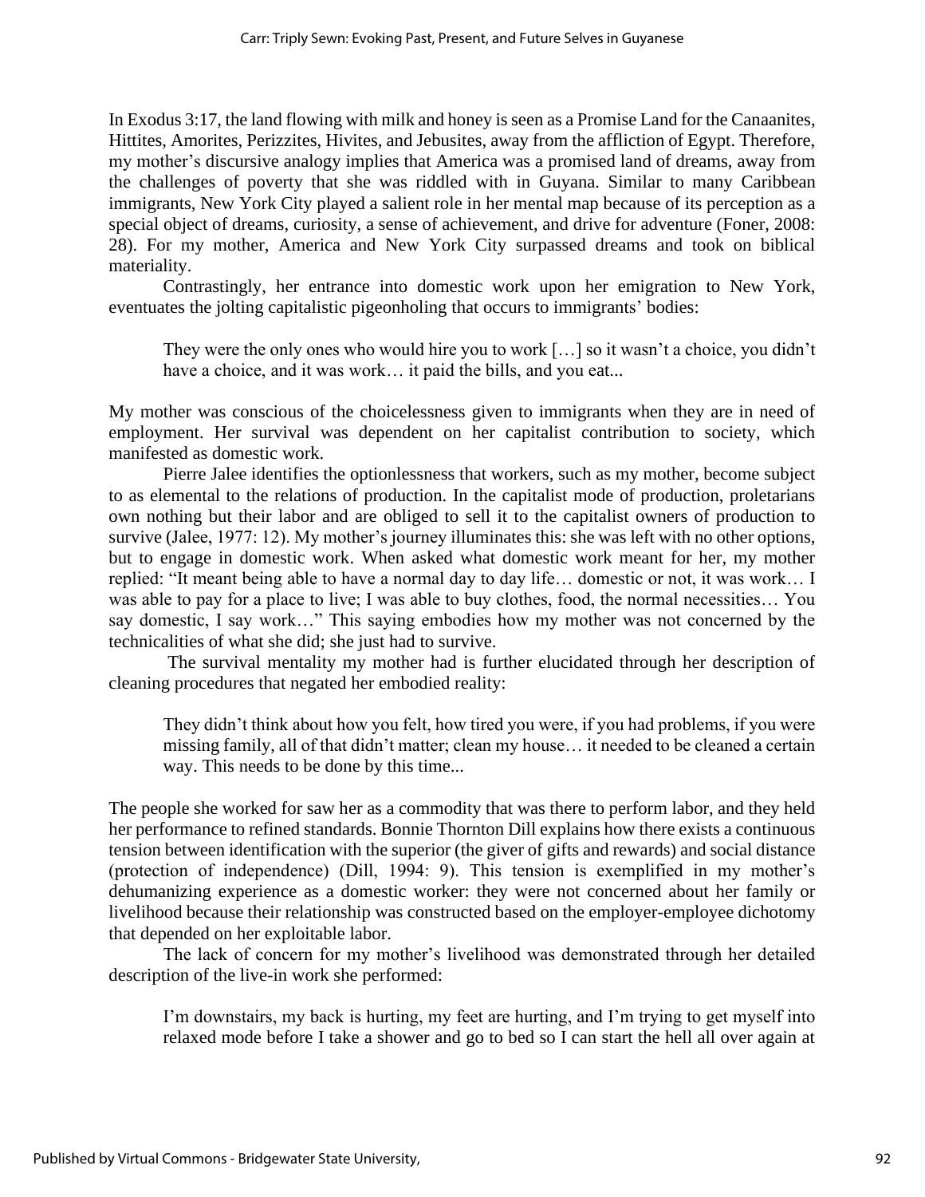In Exodus 3:17, the land flowing with milk and honey is seen as a Promise Land for the Canaanites, Hittites, Amorites, Perizzites, Hivites, and Jebusites, away from the affliction of Egypt. Therefore, my mother's discursive analogy implies that America was a promised land of dreams, away from the challenges of poverty that she was riddled with in Guyana. Similar to many Caribbean immigrants, New York City played a salient role in her mental map because of its perception as a special object of dreams, curiosity, a sense of achievement, and drive for adventure (Foner, 2008: 28). For my mother, America and New York City surpassed dreams and took on biblical materiality.

Contrastingly, her entrance into domestic work upon her emigration to New York, eventuates the jolting capitalistic pigeonholing that occurs to immigrants' bodies:

> They were the only ones who would hire you to work […] so it wasn't a choice, you didn't have a choice, and it was work… it paid the bills, and you eat...

My mother was conscious of the choicelessness given to immigrants when they are in need of employment. Her survival was dependent on her capitalist contribution to society, which manifested as domestic work.

Pierre Jalee identifies the optionlessness that workers, such as my mother, become subject to as elemental to the relations of production. In the capitalist mode of production, proletarians own nothing but their labor and are obliged to sell it to the capitalist owners of production to survive (Jalee, 1977: 12). My mother's journey illuminates this: she was left with no other options, but to engage in domestic work. When asked what domestic work meant for her, my mother replied: "It meant being able to have a normal day to day life… domestic or not, it was work… I was able to pay for a place to live; I was able to buy clothes, food, the normal necessities… You say domestic, I say work…" This saying embodies how my mother was not concerned by the technicalities of what she did; she just had to survive.

The survival mentality my mother had is further elucidated through her description of cleaning procedures that negated her embodied reality:

> They didn't think about how you felt, how tired you were, if you had problems, if you were missing family, all of that didn't matter; clean my house… it needed to be cleaned a certain way. This needs to be done by this time...

The people she worked for saw her as a commodity that was there to perform labor, and they held her performance to refined standards. Bonnie Thornton Dill explains how there exists a continuous tension between identification with the superior (the giver of gifts and rewards) and social distance (protection of independence) (Dill, 1994: 9). This tension is exemplified in my mother's dehumanizing experience as a domestic worker: they were not concerned about her family or livelihood because their relationship was constructed based on the employer-employee dichotomy that depended on her exploitable labor.

The lack of concern for my mother's livelihood was demonstrated through her detailed description of the live-in work she performed:

> I'm downstairs, my back is hurting, my feet are hurting, and I'm trying to get myself into relaxed mode before I take a shower and go to bed so I can start the hell all over again at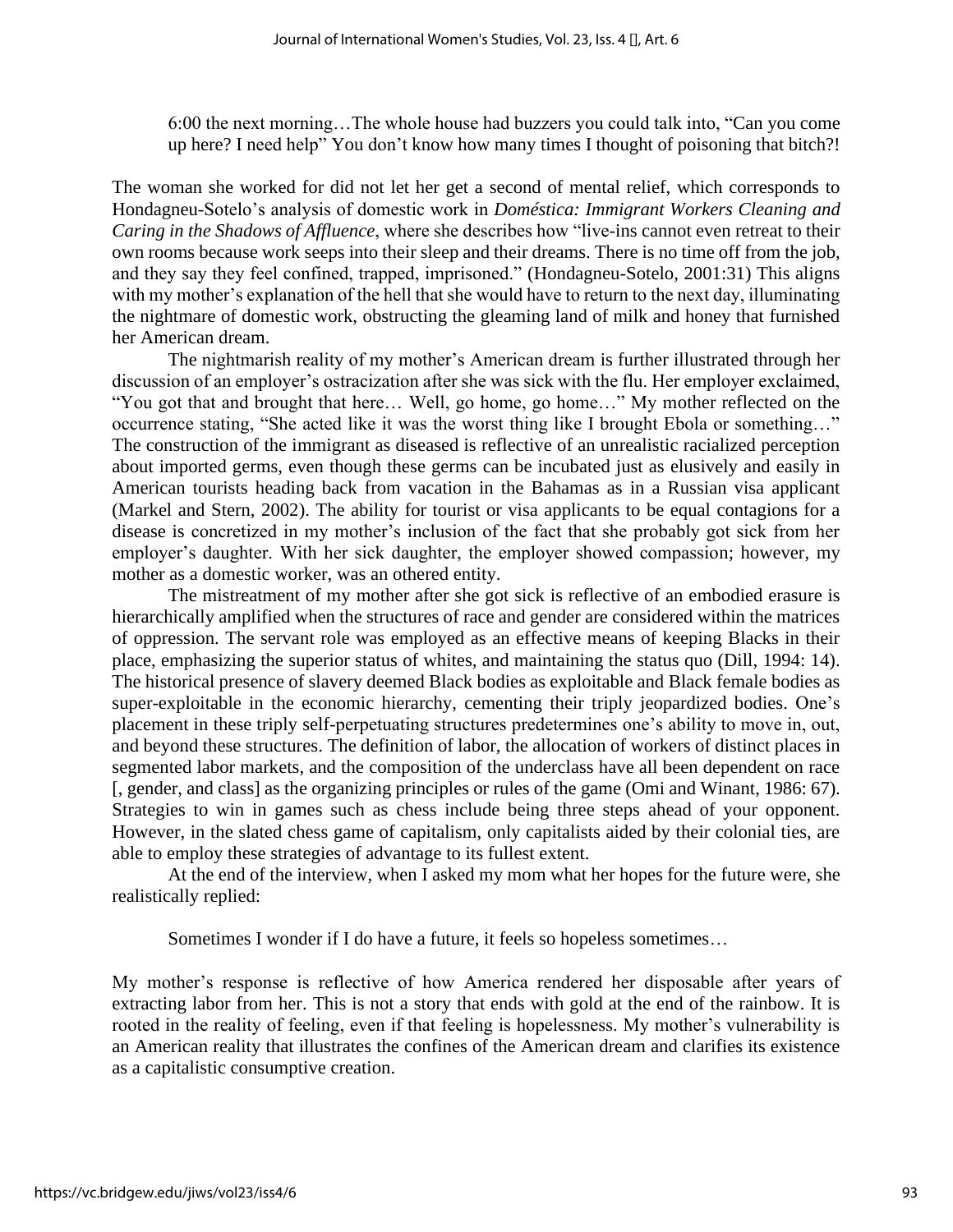> 6:00 the next morning…The whole house had buzzers you could talk into, "Can you come up here? I need help" You don't know how many times I thought of poisoning that bitch?!

The woman she worked for did not let her get a second of mental relief, which corresponds to Hondagneu-Sotelo's analysis of domestic work in *Doméstica: Immigrant Workers Cleaning and Caring in the Shadows of Affluence*, where she describes how "live-ins cannot even retreat to their own rooms because work seeps into their sleep and their dreams. There is no time off from the job, and they say they feel confined, trapped, imprisoned." (Hondagneu-Sotelo, 2001:31) This aligns with my mother's explanation of the hell that she would have to return to the next day, illuminating the nightmare of domestic work, obstructing the gleaming land of milk and honey that furnished her American dream.

The nightmarish reality of my mother's American dream is further illustrated through her discussion of an employer's ostracization after she was sick with the flu. Her employer exclaimed, "You got that and brought that here… Well, go home, go home…" My mother reflected on the occurrence stating, "She acted like it was the worst thing like I brought Ebola or something…" The construction of the immigrant as diseased is reflective of an unrealistic racialized perception about imported germs, even though these germs can be incubated just as elusively and easily in American tourists heading back from vacation in the Bahamas as in a Russian visa applicant (Markel and Stern, 2002). The ability for tourist or visa applicants to be equal contagions for a disease is concretized in my mother's inclusion of the fact that she probably got sick from her employer's daughter. With her sick daughter, the employer showed compassion; however, my mother as a domestic worker, was an othered entity.

The mistreatment of my mother after she got sick is reflective of an embodied erasure is hierarchically amplified when the structures of race and gender are considered within the matrices of oppression. The servant role was employed as an effective means of keeping Blacks in their place, emphasizing the superior status of whites, and maintaining the status quo (Dill, 1994: 14). The historical presence of slavery deemed Black bodies as exploitable and Black female bodies as super-exploitable in the economic hierarchy, cementing their triply jeopardized bodies. One's placement in these triply self-perpetuating structures predetermines one's ability to move in, out, and beyond these structures. The definition of labor, the allocation of workers of distinct places in segmented labor markets, and the composition of the underclass have all been dependent on race [, gender, and class] as the organizing principles or rules of the game (Omi and Winant, 1986: 67). Strategies to win in games such as chess include being three steps ahead of your opponent. However, in the slated chess game of capitalism, only capitalists aided by their colonial ties, are able to employ these strategies of advantage to its fullest extent.

At the end of the interview, when I asked my mom what her hopes for the future were, she realistically replied:

> Sometimes I wonder if I do have a future, it feels so hopeless sometimes…

My mother's response is reflective of how America rendered her disposable after years of extracting labor from her. This is not a story that ends with gold at the end of the rainbow. It is rooted in the reality of feeling, even if that feeling is hopelessness. My mother's vulnerability is an American reality that illustrates the confines of the American dream and clarifies its existence as a capitalistic consumptive creation.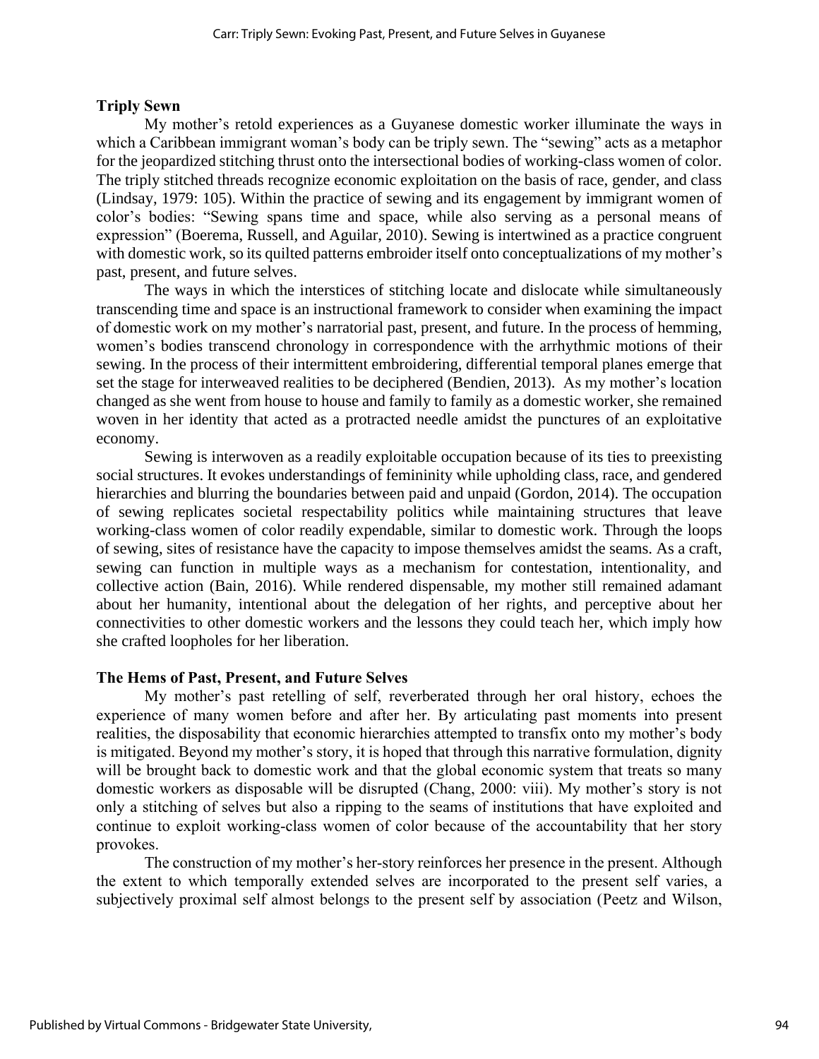### Triply Sewn

My mother's retold experiences as a Guyanese domestic worker illuminate the ways in which a Caribbean immigrant woman's body can be triply sewn. The "sewing" acts as a metaphor for the jeopardized stitching thrust onto the intersectional bodies of working-class women of color. The triply stitched threads recognize economic exploitation on the basis of race, gender, and class (Lindsay, 1979: 105). Within the practice of sewing and its engagement by immigrant women of color's bodies: "Sewing spans time and space, while also serving as a personal means of expression" (Boerema, Russell, and Aguilar, 2010). Sewing is intertwined as a practice congruent with domestic work, so its quilted patterns embroider itself onto conceptualizations of my mother's past, present, and future selves.

The ways in which the interstices of stitching locate and dislocate while simultaneously transcending time and space is an instructional framework to consider when examining the impact of domestic work on my mother's narratorial past, present, and future. In the process of hemming, women's bodies transcend chronology in correspondence with the arrhythmic motions of their sewing. In the process of their intermittent embroidering, differential temporal planes emerge that set the stage for interweaved realities to be deciphered (Bendien, 2013). As my mother's location changed as she went from house to house and family to family as a domestic worker, she remained woven in her identity that acted as a protracted needle amidst the punctures of an exploitative economy.

Sewing is interwoven as a readily exploitable occupation because of its ties to preexisting social structures. It evokes understandings of femininity while upholding class, race, and gendered hierarchies and blurring the boundaries between paid and unpaid (Gordon, 2014). The occupation of sewing replicates societal respectability politics while maintaining structures that leave working-class women of color readily expendable, similar to domestic work. Through the loops of sewing, sites of resistance have the capacity to impose themselves amidst the seams. As a craft, sewing can function in multiple ways as a mechanism for contestation, intentionality, and collective action (Bain, 2016). While rendered dispensable, my mother still remained adamant about her humanity, intentional about the delegation of her rights, and perceptive about her connectivities to other domestic workers and the lessons they could teach her, which imply how she crafted loopholes for her liberation.

### The Hems of Past, Present, and Future Selves

My mother's past retelling of self, reverberated through her oral history, echoes the experience of many women before and after her. By articulating past moments into present realities, the disposability that economic hierarchies attempted to transfix onto my mother's body is mitigated. Beyond my mother's story, it is hoped that through this narrative formulation, dignity will be brought back to domestic work and that the global economic system that treats so many domestic workers as disposable will be disrupted (Chang, 2000: viii). My mother's story is not only a stitching of selves but also a ripping to the seams of institutions that have exploited and continue to exploit working-class women of color because of the accountability that her story provokes.

The construction of my mother's her-story reinforces her presence in the present. Although the extent to which temporally extended selves are incorporated to the present self varies, a subjectively proximal self almost belongs to the present self by association (Peetz and Wilson,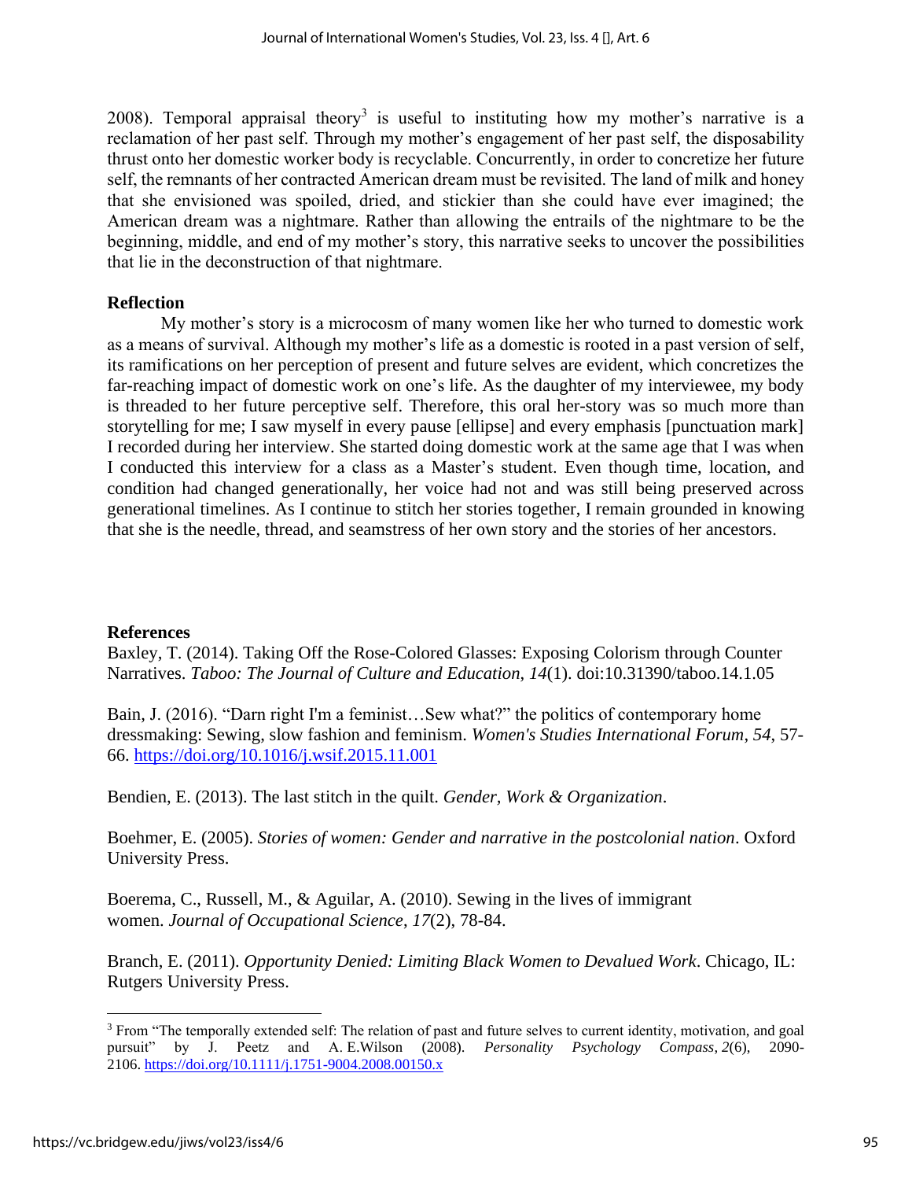2008). Temporal appraisal theory[3] is useful to instituting how my mother's narrative is a reclamation of her past self. Through my mother's engagement of her past self, the disposability thrust onto her domestic worker body is recyclable. Concurrently, in order to concretize her future self, the remnants of her contracted American dream must be revisited. The land of milk and honey that she envisioned was spoiled, dried, and stickier than she could have ever imagined; the American dream was a nightmare. Rather than allowing the entrails of the nightmare to be the beginning, middle, and end of my mother's story, this narrative seeks to uncover the possibilities that lie in the deconstruction of that nightmare.

**Reflection**

My mother's story is a microcosm of many women like her who turned to domestic work as a means of survival. Although my mother's life as a domestic is rooted in a past version of self, its ramifications on her perception of present and future selves are evident, which concretizes the far-reaching impact of domestic work on one's life. As the daughter of my interviewee, my body is threaded to her future perceptive self. Therefore, this oral her-story was so much more than storytelling for me; I saw myself in every pause [ellipse] and every emphasis [punctuation mark] I recorded during her interview. She started doing domestic work at the same age that I was when I conducted this interview for a class as a Master's student. Even though time, location, and condition had changed generationally, her voice had not and was still being preserved across generational timelines. As I continue to stitch her stories together, I remain grounded in knowing that she is the needle, thread, and seamstress of her own story and the stories of her ancestors.

**References**

Baxley, T. (2014). Taking Off the Rose-Colored Glasses: Exposing Colorism through Counter Narratives. *Taboo: The Journal of Culture and Education*, *14*(1). doi:10.31390/taboo.14.1.05

Bain, J. (2016). "Darn right I'm a feminist…Sew what?" the politics of contemporary home dressmaking: Sewing, slow fashion and feminism. *Women's Studies International Forum*, *54*, 57-66. https://doi.org/10.1016/j.wsif.2015.11.001

Bendien, E. (2013). The last stitch in the quilt. *Gender, Work & Organization*.

Boehmer, E. (2005). *Stories of women: Gender and narrative in the postcolonial nation*. Oxford University Press.

Boerema, C., Russell, M., & Aguilar, A. (2010). Sewing in the lives of immigrant women. *Journal of Occupational Science*, *17*(2), 78-84.

Branch, E. (2011). *Opportunity Denied: Limiting Black Women to Devalued Work*. Chicago, IL: Rutgers University Press.

[3] From "The temporally extended self: The relation of past and future selves to current identity, motivation, and goal pursuit" by J. Peetz and A. E.Wilson (2008). *Personality Psychology Compass*, *2*(6), 2090-2106. https://doi.org/10.1111/j.1751-9004.2008.00150.x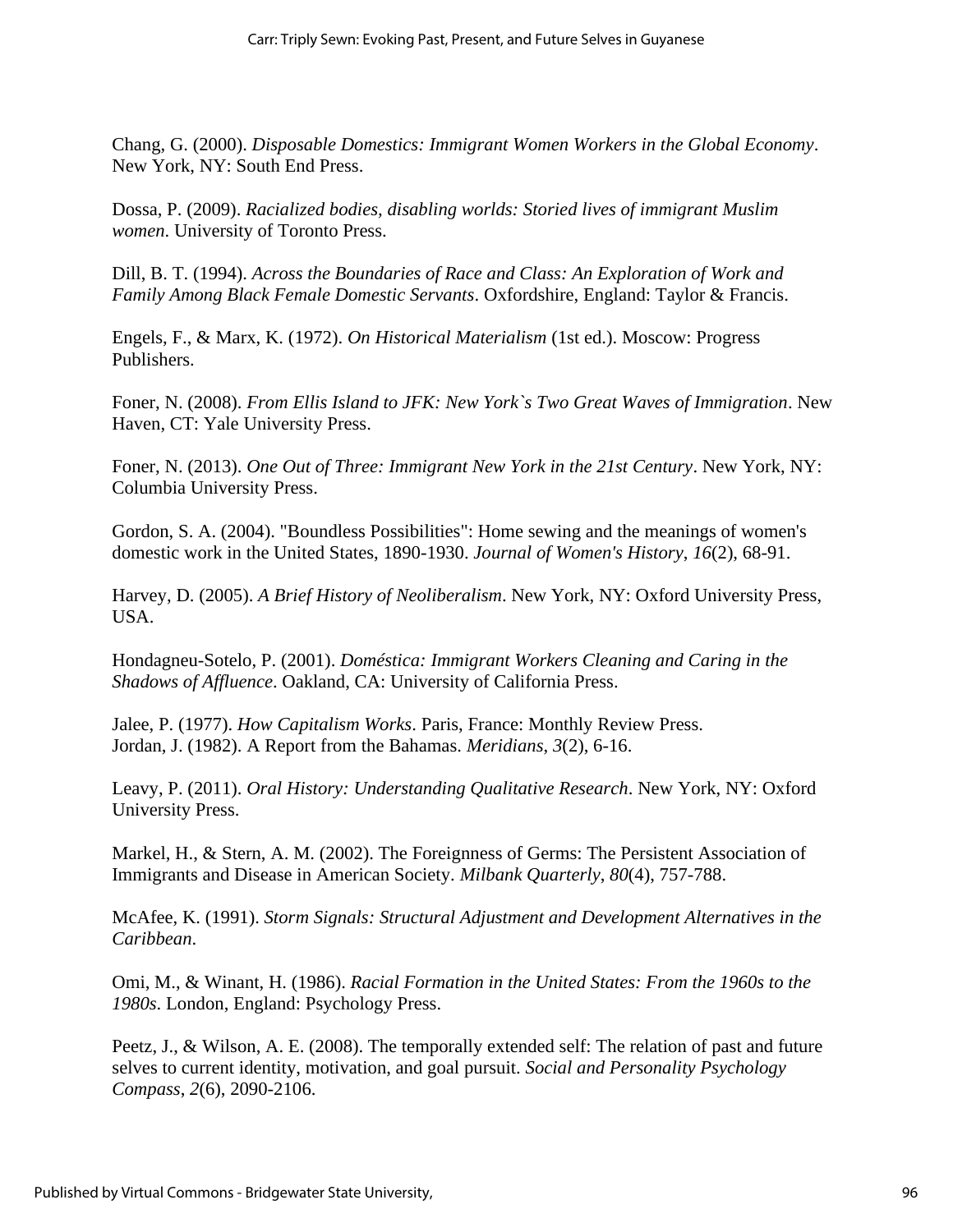Chang, G. (2000). *Disposable Domestics: Immigrant Women Workers in the Global Economy*. New York, NY: South End Press.

Dossa, P. (2009). *Racialized bodies, disabling worlds: Storied lives of immigrant Muslim women*. University of Toronto Press.

Dill, B. T. (1994). *Across the Boundaries of Race and Class: An Exploration of Work and Family Among Black Female Domestic Servants*. Oxfordshire, England: Taylor & Francis.

Engels, F., & Marx, K. (1972). *On Historical Materialism* (1st ed.). Moscow: Progress Publishers.

Foner, N. (2008). *From Ellis Island to JFK: New York`s Two Great Waves of Immigration*. New Haven, CT: Yale University Press.

Foner, N. (2013). *One Out of Three: Immigrant New York in the 21st Century*. New York, NY: Columbia University Press.

Gordon, S. A. (2004). "Boundless Possibilities": Home sewing and the meanings of women's domestic work in the United States, 1890-1930. *Journal of Women's History*, *16*(2), 68-91.

Harvey, D. (2005). *A Brief History of Neoliberalism*. New York, NY: Oxford University Press, USA.

Hondagneu-Sotelo, P. (2001). *Doméstica: Immigrant Workers Cleaning and Caring in the Shadows of Affluence*. Oakland, CA: University of California Press.

Jalee, P. (1977). *How Capitalism Works*. Paris, France: Monthly Review Press.
Jordan, J. (1982). A Report from the Bahamas. *Meridians*, *3*(2), 6-16.

Leavy, P. (2011). *Oral History: Understanding Qualitative Research*. New York, NY: Oxford University Press.

Markel, H., & Stern, A. M. (2002). The Foreignness of Germs: The Persistent Association of Immigrants and Disease in American Society. *Milbank Quarterly*, *80*(4), 757-788.

McAfee, K. (1991). *Storm Signals: Structural Adjustment and Development Alternatives in the Caribbean*.

Omi, M., & Winant, H. (1986). *Racial Formation in the United States: From the 1960s to the 1980s*. London, England: Psychology Press.

Peetz, J., & Wilson, A. E. (2008). The temporally extended self: The relation of past and future selves to current identity, motivation, and goal pursuit. *Social and Personality Psychology Compass*, *2*(6), 2090-2106.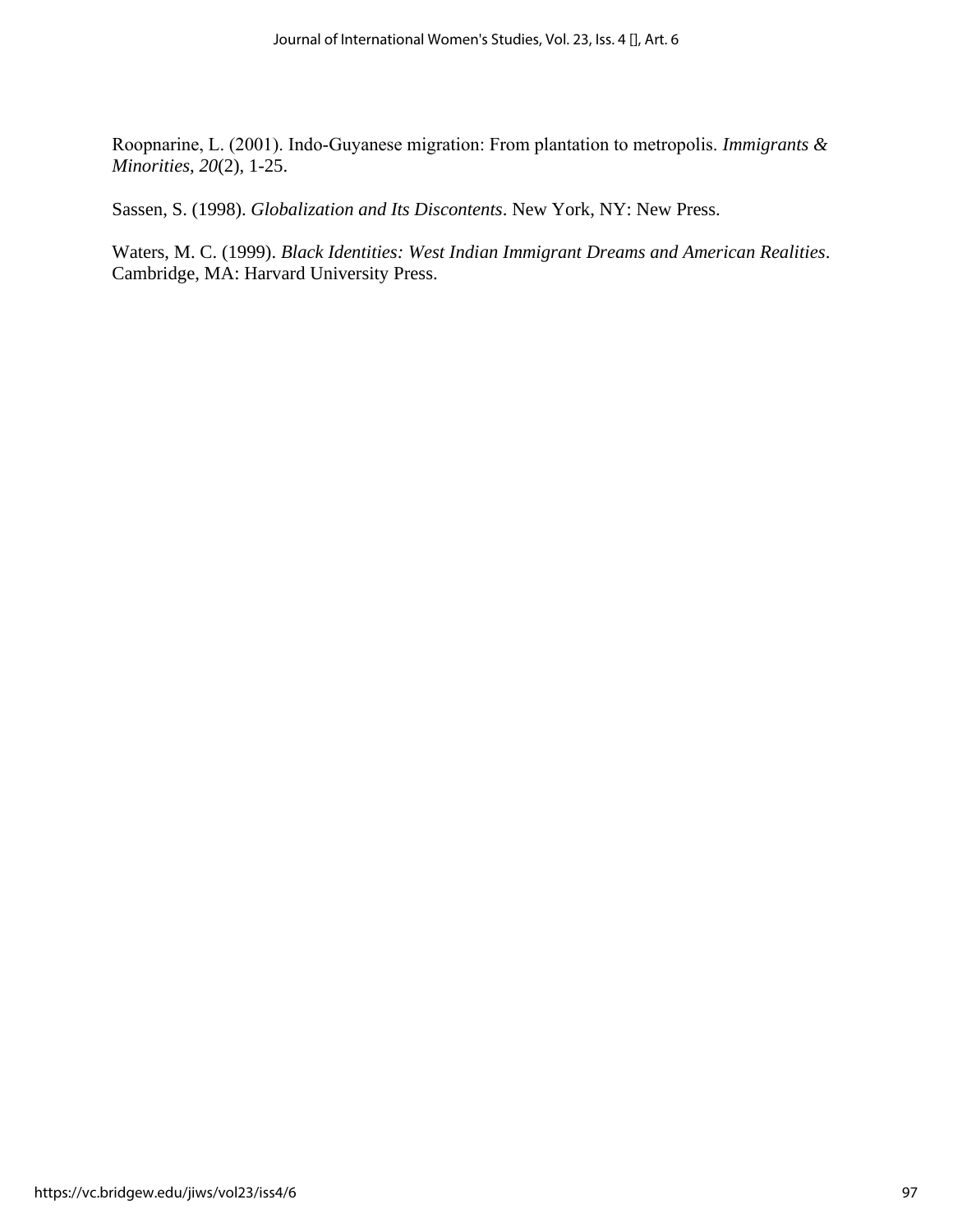Roopnarine, L. (2001). Indo-Guyanese migration: From plantation to metropolis. *Immigrants & Minorities*, *20*(2), 1-25.

Sassen, S. (1998). *Globalization and Its Discontents*. New York, NY: New Press.

Waters, M. C. (1999). *Black Identities: West Indian Immigrant Dreams and American Realities*. Cambridge, MA: Harvard University Press.